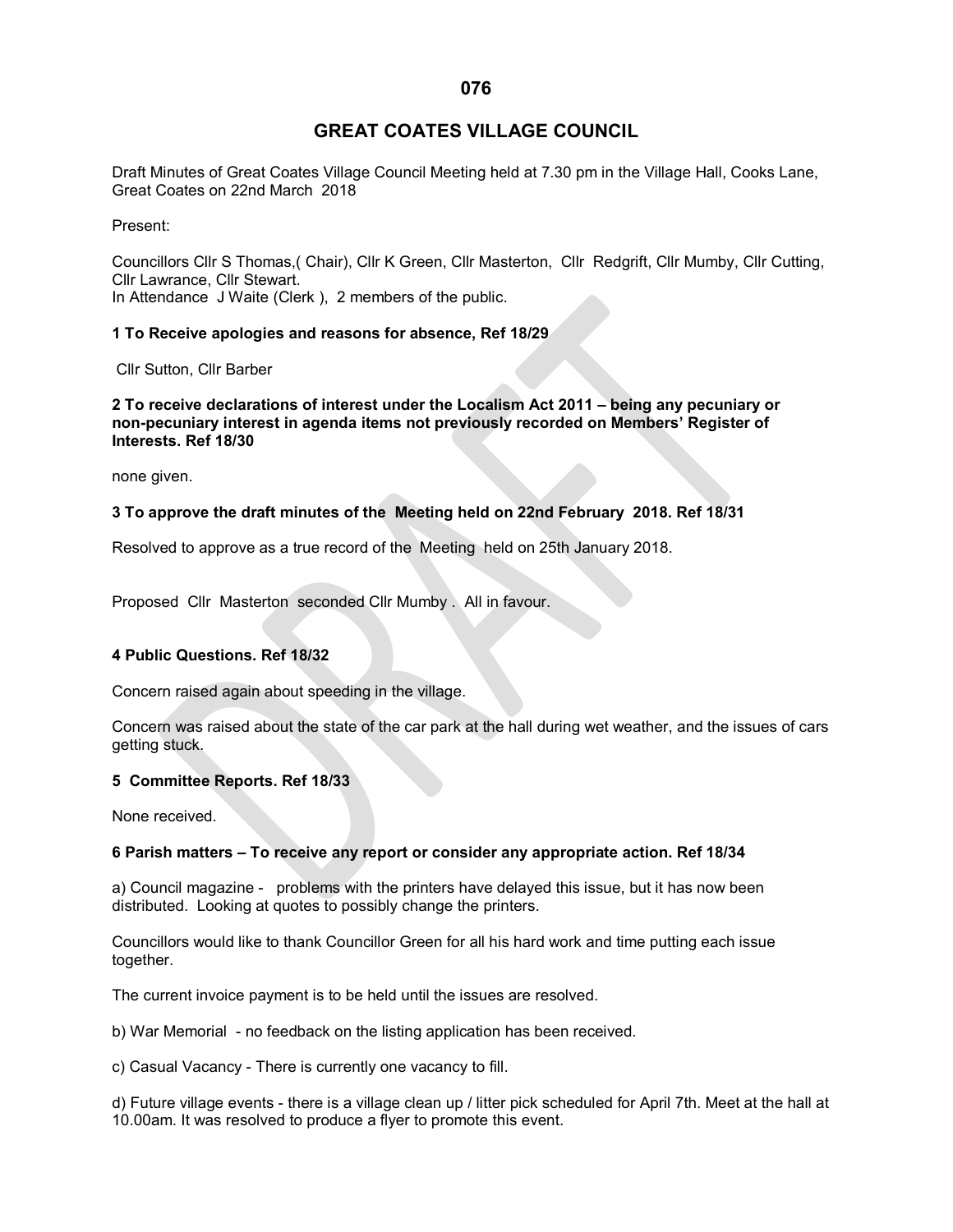# GREAT COATES VILLAGE COUNCIL

Draft Minutes of Great Coates Village Council Meeting held at 7.30 pm in the Village Hall, Cooks Lane, Great Coates on 22nd March 2018

Present:

Councillors Cllr S Thomas,( Chair), Cllr K Green, Cllr Masterton, Cllr Redgrift, Cllr Mumby, Cllr Cutting, Cllr Lawrance, Cllr Stewart.
In Attendance J Waite (Clerk ), 2 members of the public.

**1 To Receive apologies and reasons for absence, Ref 18/29**

Cllr Sutton, Cllr Barber

**2 To receive declarations of interest under the Localism Act 2011 – being any pecuniary or non-pecuniary interest in agenda items not previously recorded on Members' Register of Interests. Ref 18/30**

none given.

**3 To approve the draft minutes of the Meeting held on 22nd February 2018. Ref 18/31**

Resolved to approve as a true record of the Meeting held on 25th January 2018.

Proposed Cllr Masterton seconded Cllr Mumby . All in favour.

**4 Public Questions. Ref 18/32**

Concern raised again about speeding in the village.

Concern was raised about the state of the car park at the hall during wet weather, and the issues of cars getting stuck.

**5 Committee Reports. Ref 18/33**

None received.

**6 Parish matters – To receive any report or consider any appropriate action. Ref 18/34**

a) Council magazine - problems with the printers have delayed this issue, but it has now been distributed. Looking at quotes to possibly change the printers.

Councillors would like to thank Councillor Green for all his hard work and time putting each issue together.

The current invoice payment is to be held until the issues are resolved.

b) War Memorial - no feedback on the listing application has been received.

c) Casual Vacancy - There is currently one vacancy to fill.

d) Future village events - there is a village clean up / litter pick scheduled for April 7th. Meet at the hall at 10.00am. It was resolved to produce a flyer to promote this event.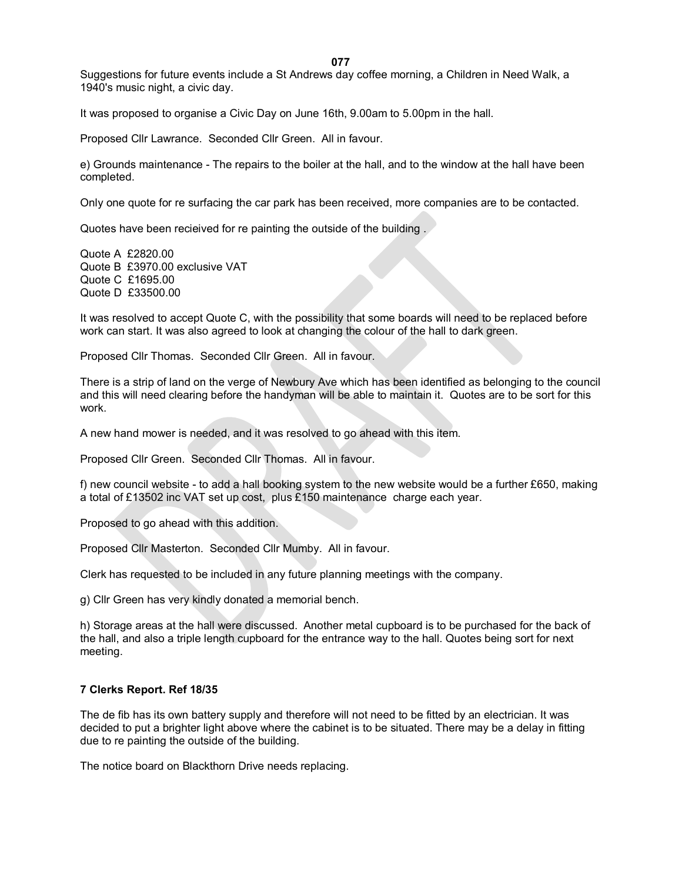Suggestions for future events include a St Andrews day coffee morning, a Children in Need Walk, a 1940's music night, a civic day.

It was proposed to organise a Civic Day on June 16th, 9.00am to 5.00pm in the hall.

Proposed Cllr Lawrance. Seconded Cllr Green. All in favour.

e) Grounds maintenance - The repairs to the boiler at the hall, and to the window at the hall have been completed.

Only one quote for re surfacing the car park has been received, more companies are to be contacted.

Quotes have been recieived for re painting the outside of the building .

Quote A £2820.00
Quote B £3970.00 exclusive VAT
Quote C £1695.00
Quote D £33500.00

It was resolved to accept Quote C, with the possibility that some boards will need to be replaced before work can start. It was also agreed to look at changing the colour of the hall to dark green.

Proposed Cllr Thomas. Seconded Cllr Green. All in favour.

There is a strip of land on the verge of Newbury Ave which has been identified as belonging to the council and this will need clearing before the handyman will be able to maintain it. Quotes are to be sort for this work.

A new hand mower is needed, and it was resolved to go ahead with this item.

Proposed Cllr Green. Seconded Cllr Thomas. All in favour.

f) new council website - to add a hall booking system to the new website would be a further £650, making a total of £13502 inc VAT set up cost, plus £150 maintenance charge each year.

Proposed to go ahead with this addition.

Proposed Cllr Masterton. Seconded Cllr Mumby. All in favour.

Clerk has requested to be included in any future planning meetings with the company.

g) Cllr Green has very kindly donated a memorial bench.

h) Storage areas at the hall were discussed. Another metal cupboard is to be purchased for the back of the hall, and also a triple length cupboard for the entrance way to the hall. Quotes being sort for next meeting.

### 7 Clerks Report. Ref 18/35

The de fib has its own battery supply and therefore will not need to be fitted by an electrician. It was decided to put a brighter light above where the cabinet is to be situated. There may be a delay in fitting due to re painting the outside of the building.

The notice board on Blackthorn Drive needs replacing.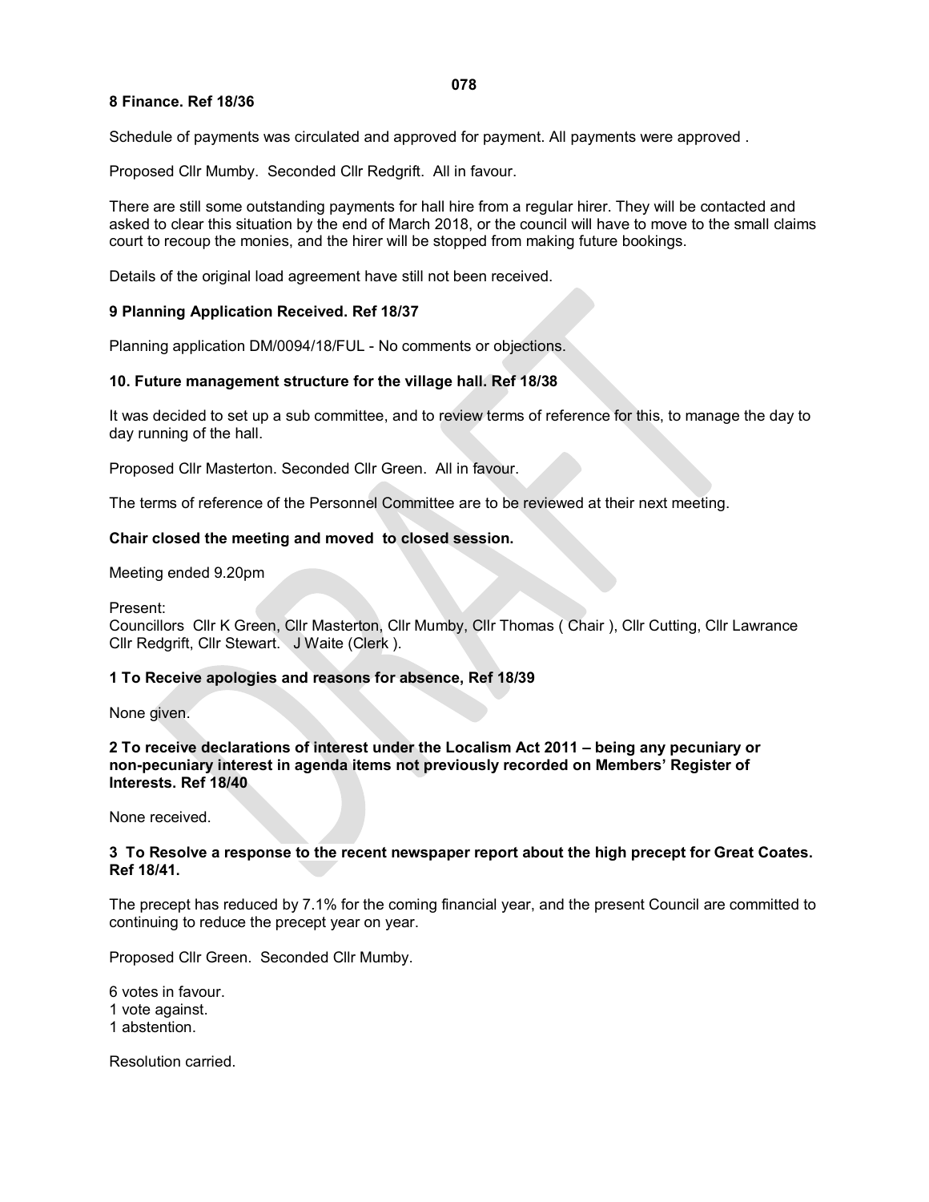**8 Finance. Ref 18/36**

Schedule of payments was circulated and approved for payment. All payments were approved .

Proposed Cllr Mumby. Seconded Cllr Redgrift. All in favour.

There are still some outstanding payments for hall hire from a regular hirer. They will be contacted and asked to clear this situation by the end of March 2018, or the council will have to move to the small claims court to recoup the monies, and the hirer will be stopped from making future bookings.

Details of the original load agreement have still not been received.

**9 Planning Application Received. Ref 18/37**

Planning application DM/0094/18/FUL - No comments or objections.

**10. Future management structure for the village hall. Ref 18/38**

It was decided to set up a sub committee, and to review terms of reference for this, to manage the day to day running of the hall.

Proposed Cllr Masterton. Seconded Cllr Green. All in favour.

The terms of reference of the Personnel Committee are to be reviewed at their next meeting.

**Chair closed the meeting and moved to closed session.**

Meeting ended 9.20pm

Present:
Councillors Cllr K Green, Cllr Masterton, Cllr Mumby, Cllr Thomas ( Chair ), Cllr Cutting, Cllr Lawrance Cllr Redgrift, Cllr Stewart. J Waite (Clerk ).

**1 To Receive apologies and reasons for absence, Ref 18/39**

None given.

**2 To receive declarations of interest under the Localism Act 2011 – being any pecuniary or non-pecuniary interest in agenda items not previously recorded on Members' Register of Interests. Ref 18/40**

None received.

**3 To Resolve a response to the recent newspaper report about the high precept for Great Coates. Ref 18/41.**

The precept has reduced by 7.1% for the coming financial year, and the present Council are committed to continuing to reduce the precept year on year.

Proposed Cllr Green. Seconded Cllr Mumby.

6 votes in favour.
1 vote against.
1 abstention.

Resolution carried.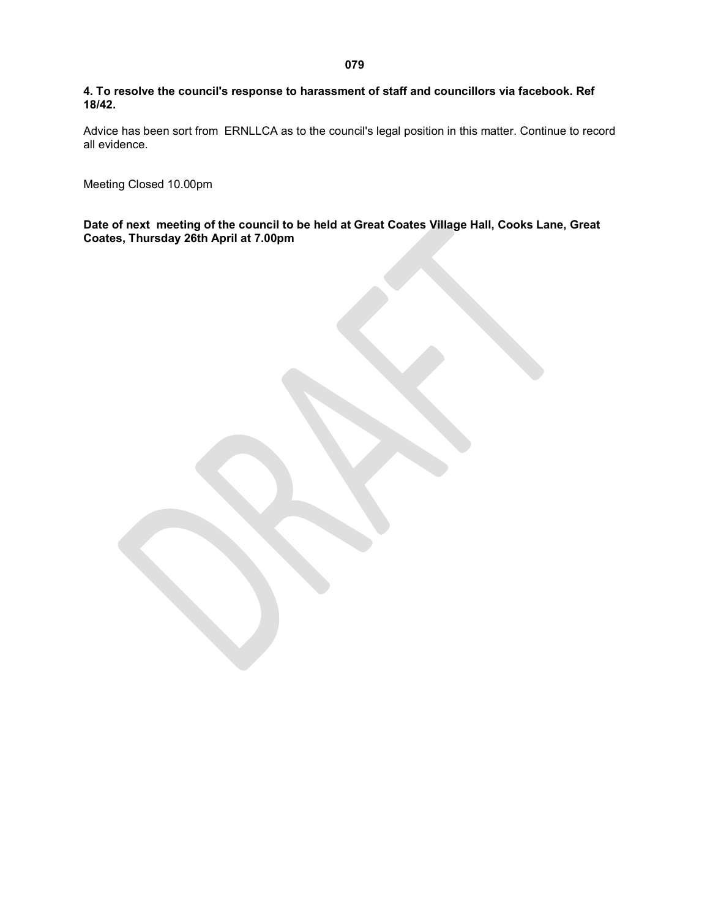**4. To resolve the council's response to harassment of staff and councillors via facebook. Ref 18/42.**

Advice has been sort from ERNLLCA as to the council's legal position in this matter. Continue to record all evidence.

Meeting Closed 10.00pm

**Date of next meeting of the council to be held at Great Coates Village Hall, Cooks Lane, Great Coates, Thursday 26th April at 7.00pm**